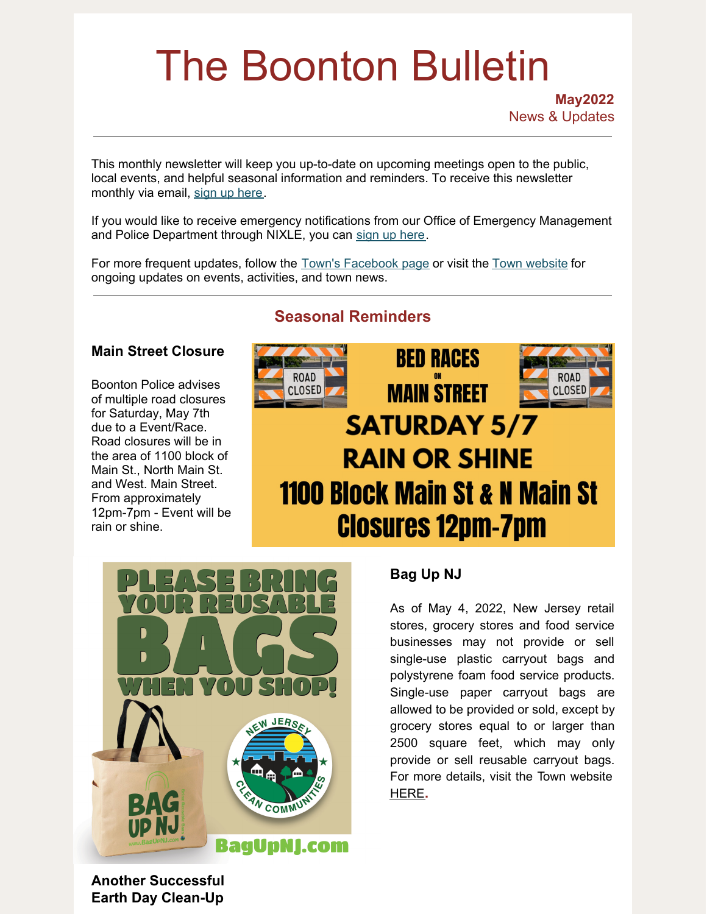# The Boonton Bulletin

**May2022**
News & Updates

---

This monthly newsletter will keep you up-to-date on upcoming meetings open to the public, local events, and helpful seasonal information and reminders. To receive this newsletter monthly via email, sign up here.

If you would like to receive emergency notifications from our Office of Emergency Management and Police Department through NIXLE, you can sign up here.

For more frequent updates, follow the Town's Facebook page or visit the Town website for ongoing updates on events, activities, and town news.

---

## Seasonal Reminders

### Main Street Closure

Boonton Police advises of multiple road closures for Saturday, May 7th due to a Event/Race. Road closures will be in the area of 1100 block of Main St., North Main St. and West. Main Street. From approximately 12pm-7pm - Event will be rain or shine.

### Bag Up NJ

As of May 4, 2022, New Jersey retail stores, grocery stores and food service businesses may not provide or sell single-use plastic carryout bags and polystyrene foam food service products. Single-use paper carryout bags are allowed to be provided or sold, except by grocery stores equal to or larger than 2500 square feet, which may only provide or sell reusable carryout bags. For more details, visit the Town website HERE.

### Another Successful Earth Day Clean-Up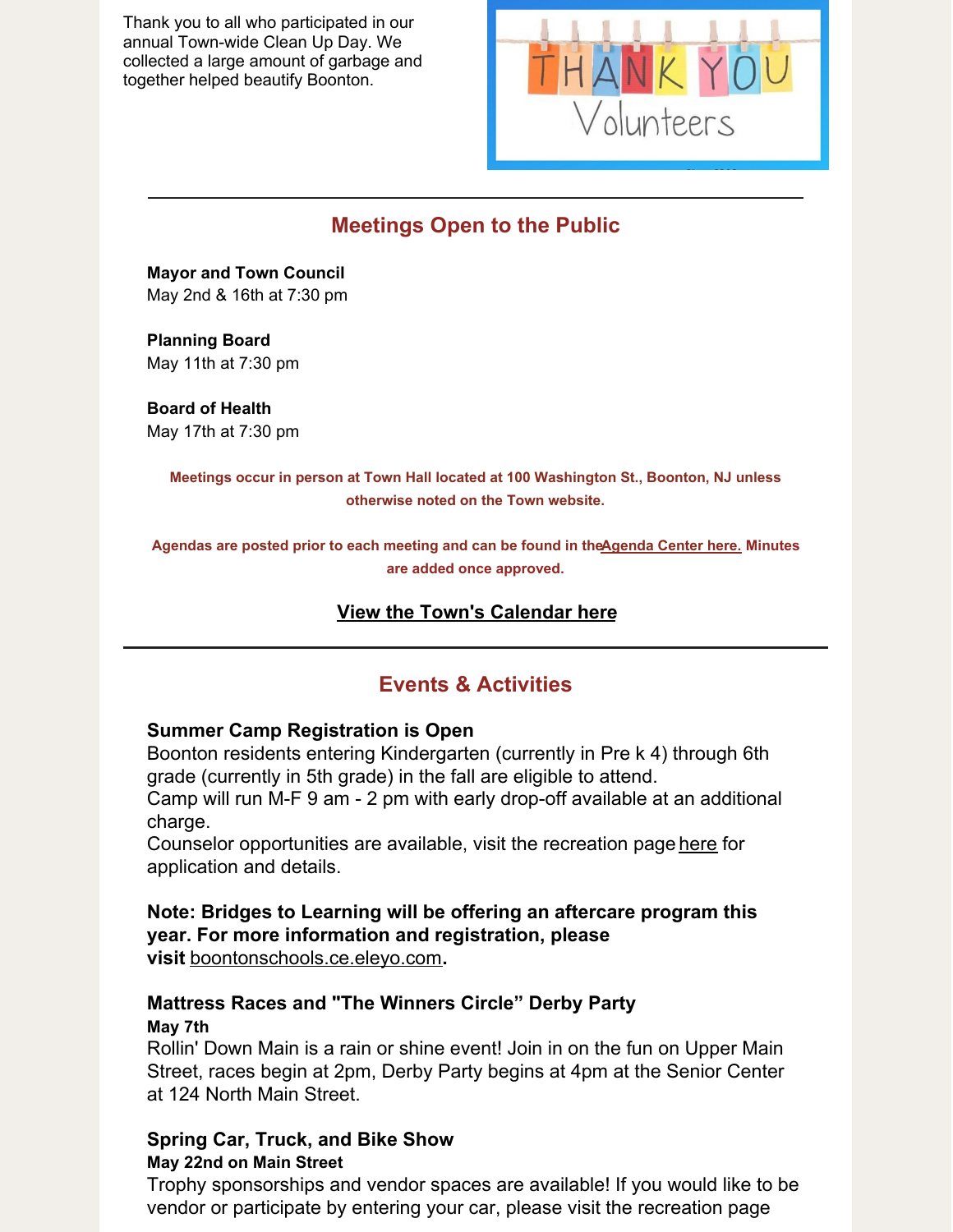Thank you to all who participated in our annual Town-wide Clean Up Day. We collected a large amount of garbage and together helped beautify Boonton.

---

## Meetings Open to the Public

**Mayor and Town Council**
May 2nd & 16th at 7:30 pm

**Planning Board**
May 11th at 7:30 pm

**Board of Health**
May 17th at 7:30 pm

**Meetings occur in person at Town Hall located at 100 Washington St., Boonton, NJ unless otherwise noted on the Town website.**

**Agendas are posted prior to each meeting and can be found in the Agenda Center here. Minutes are added once approved.**

**View the Town's Calendar here**

---

## Events & Activities

**Summer Camp Registration is Open**
Boonton residents entering Kindergarten (currently in Pre k 4) through 6th grade (currently in 5th grade) in the fall are eligible to attend.
Camp will run M-F 9 am - 2 pm with early drop-off available at an additional charge.
Counselor opportunities are available, visit the recreation page here for application and details.

**Note: Bridges to Learning will be offering an aftercare program this year. For more information and registration, please visit boontonschools.ce.eleyo.com.**

**Mattress Races and "The Winners Circle" Derby Party**
**May 7th**
Rollin' Down Main is a rain or shine event! Join in on the fun on Upper Main Street, races begin at 2pm, Derby Party begins at 4pm at the Senior Center at 124 North Main Street.

**Spring Car, Truck, and Bike Show**
**May 22nd on Main Street**
Trophy sponsorships and vendor spaces are available! If you would like to be vendor or participate by entering your car, please visit the recreation page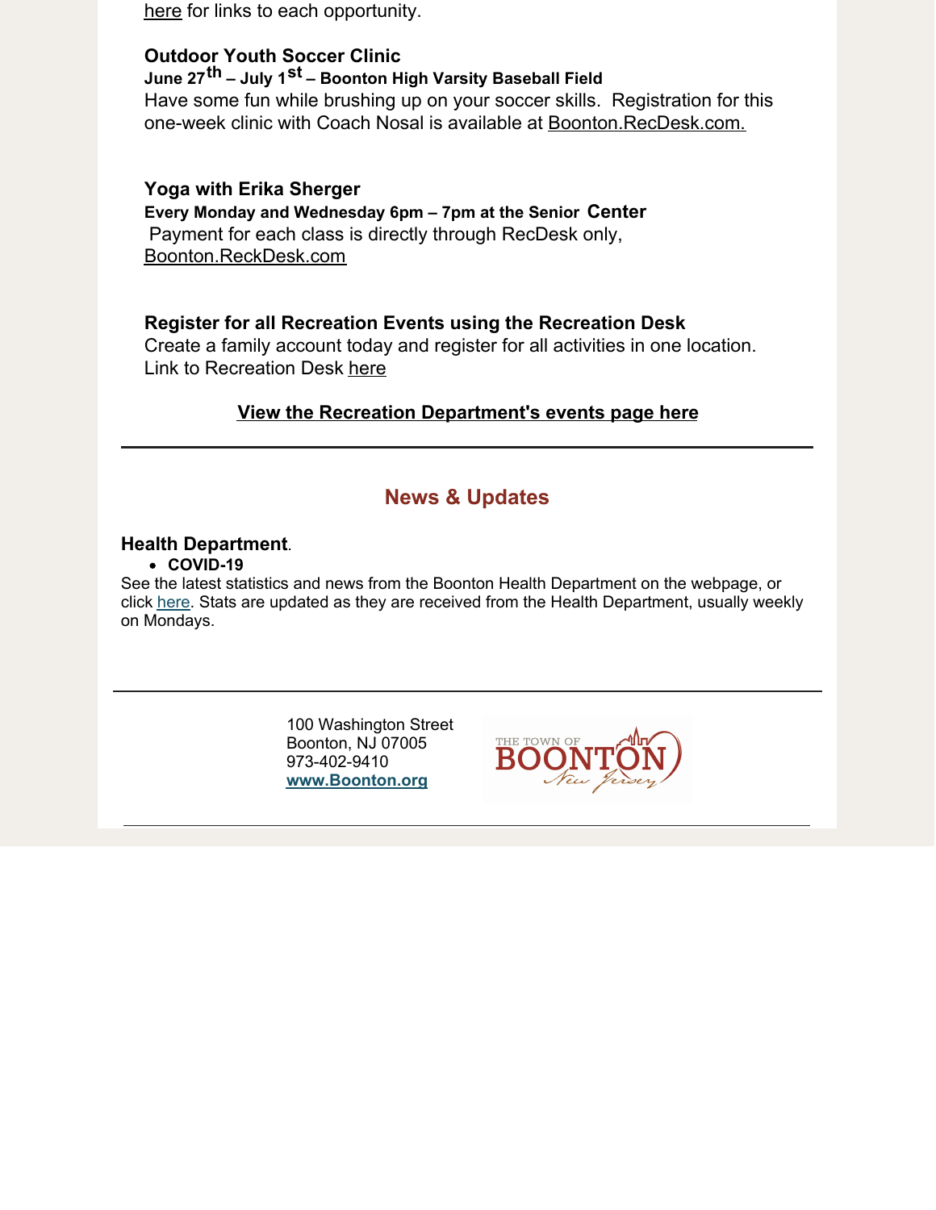here for links to each opportunity.

**Outdoor Youth Soccer Clinic**

**June 27th – July 1st – Boonton High Varsity Baseball Field**

Have some fun while brushing up on your soccer skills. Registration for this one-week clinic with Coach Nosal is available at Boonton.RecDesk.com.

**Yoga with Erika Sherger**

**Every Monday and Wednesday 6pm – 7pm at the Senior Center**

Payment for each class is directly through RecDesk only, Boonton.ReckDesk.com

**Register for all Recreation Events using the Recreation Desk**

Create a family account today and register for all activities in one location. Link to Recreation Desk here

**View the Recreation Department's events page here**

---

## News & Updates

**Health Department**.

- **COVID-19**

See the latest statistics and news from the Boonton Health Department on the webpage, or click here. Stats are updated as they are received from the Health Department, usually weekly on Mondays.

---

100 Washington Street
Boonton, NJ 07005
973-402-9410
**www.Boonton.org**

THE TOWN OF BOONTON New Jersey